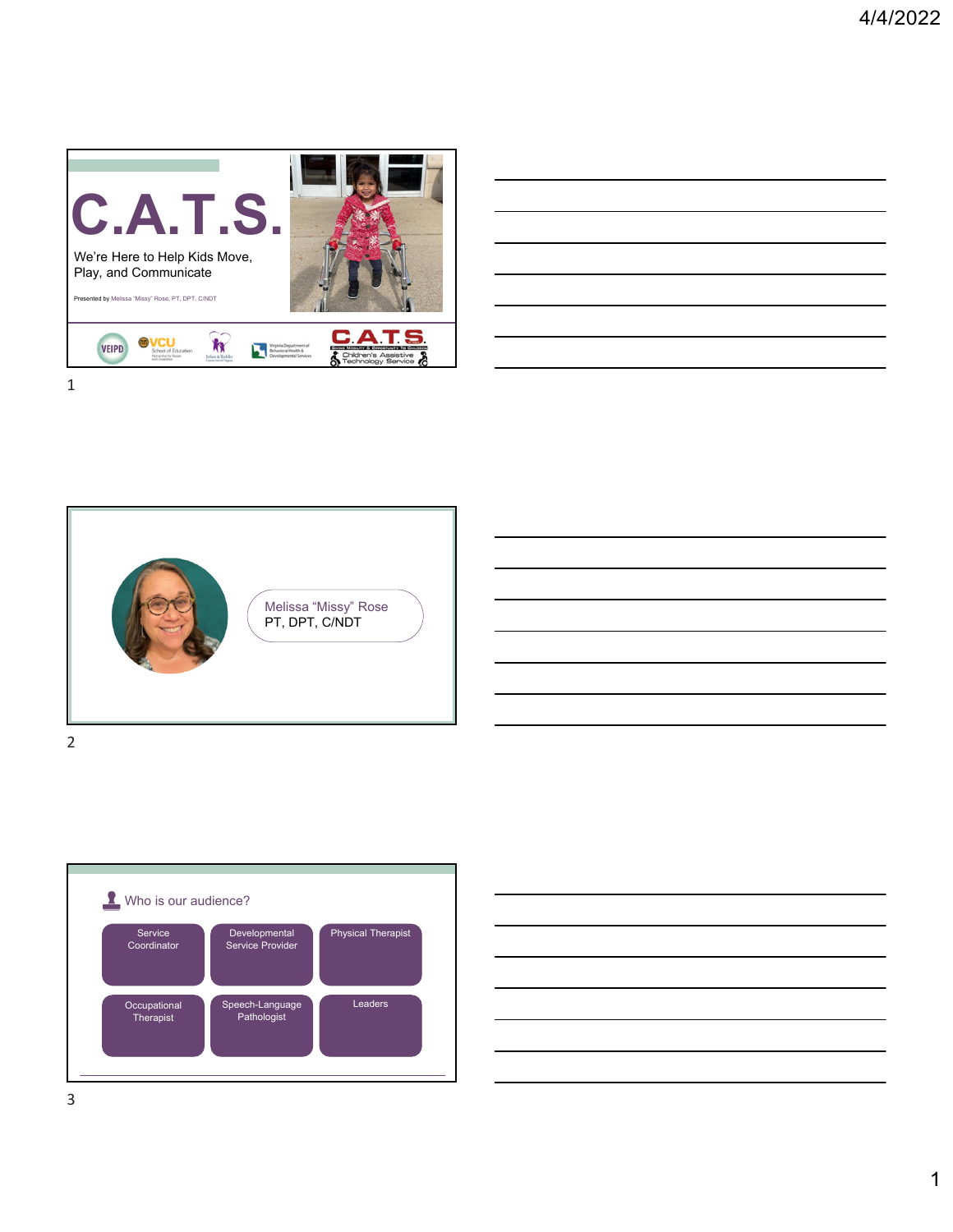# C.A.T.S.

We're Here to Help Kids Move, Play, and Communicate

Presented by Melissa "Missy" Rose, PT, DPT, C/NDT

VEIPD · VCU School of Education · Virginia Department of Behavioral Health & Developmental Services · C.A.T.S. Children's Assistive Technology Service

Melissa "Missy" Rose
PT, DPT, C/NDT

## Who is our audience?

- Service Coordinator
- Developmental Service Provider
- Physical Therapist
- Occupational Therapist
- Speech-Language Pathologist
- Leaders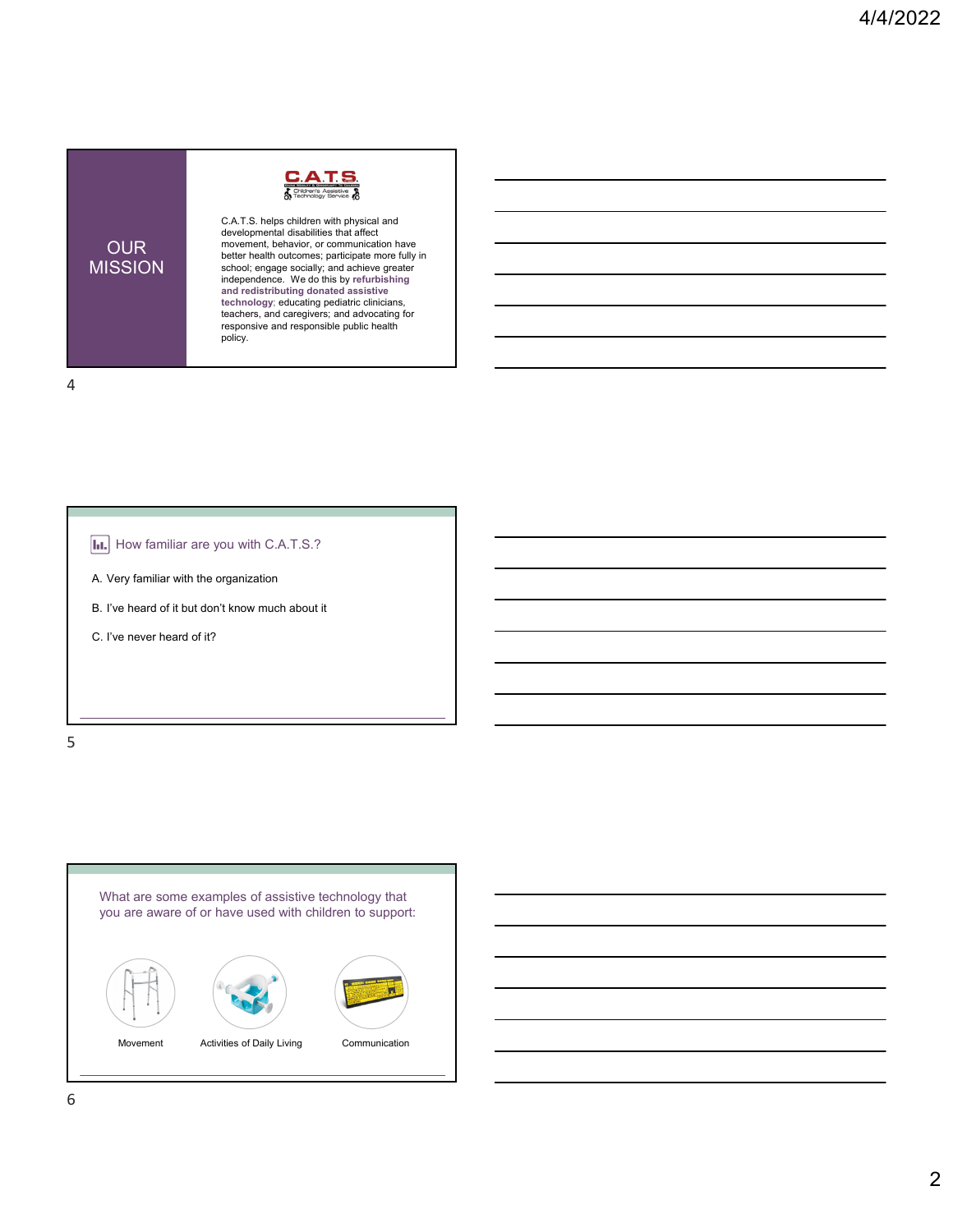## OUR MISSION

**C.A.T.S.**
Children's Assistive Technology Service

C.A.T.S. helps children with physical and developmental disabilities that affect movement, behavior, or communication have better health outcomes; participate more fully in school; engage socially; and achieve greater independence. We do this by **refurbishing and redistributing donated assistive technology**; educating pediatric clinicians, teachers, and caregivers; and advocating for responsive and responsible public health policy.

---

How familiar are you with C.A.T.S.?

A. Very familiar with the organization

B. I've heard of it but don't know much about it

C. I've never heard of it?

---

What are some examples of assistive technology that you are aware of or have used with children to support:

- Movement
- Activities of Daily Living
- Communication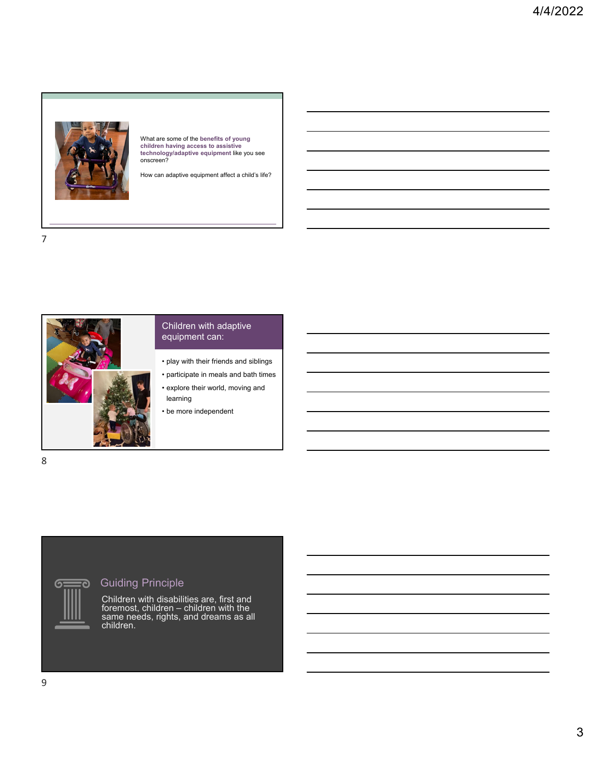What are some of the **benefits of young children having access to assistive technology/adaptive equipment** like you see onscreen?

How can adaptive equipment affect a child's life?

## Children with adaptive equipment can:

- play with their friends and siblings
- participate in meals and bath times
- explore their world, moving and learning
- be more independent

## Guiding Principle

Children with disabilities are, first and foremost, children – children with the same needs, rights, and dreams as all children.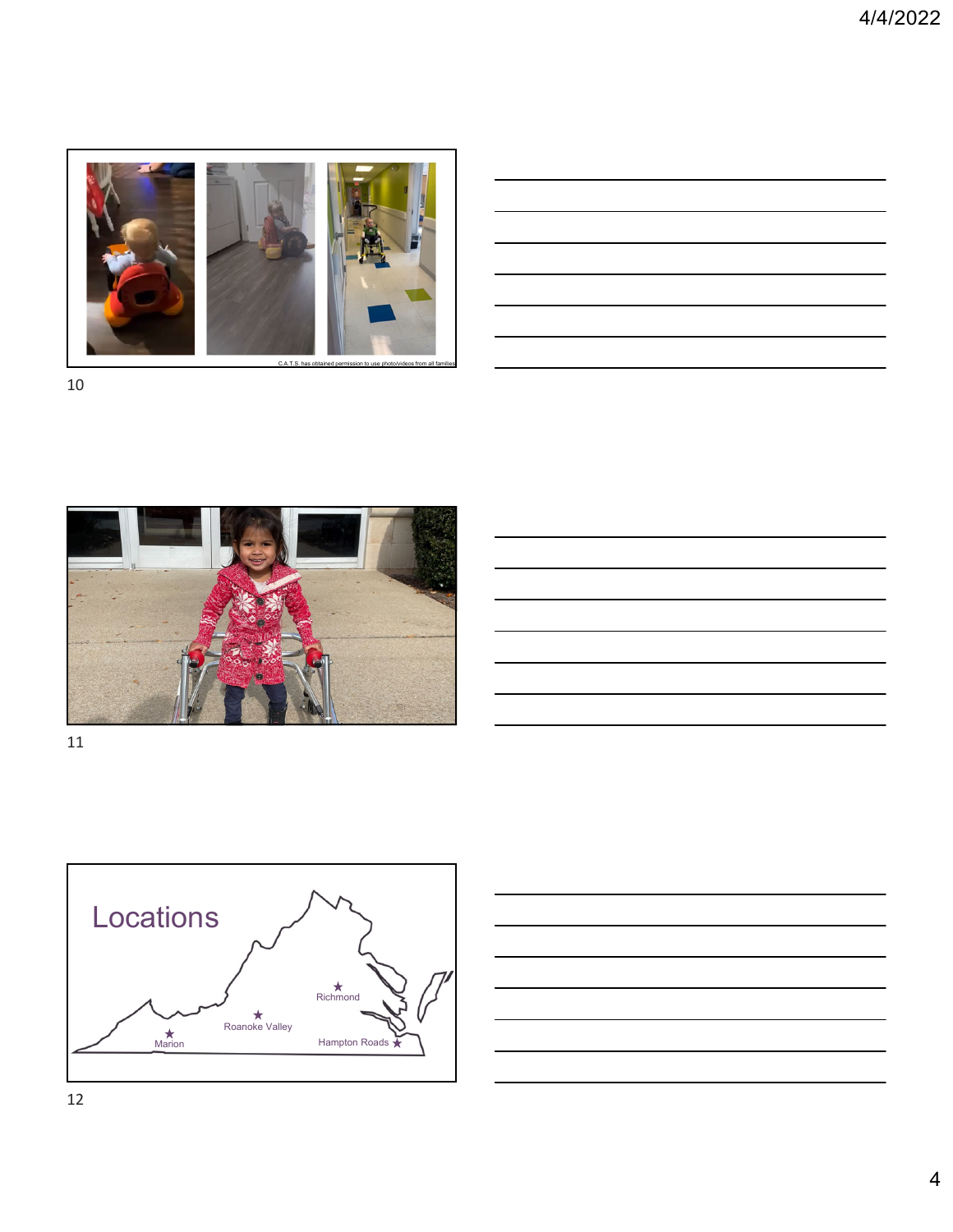C.A.T.S. has obtained permission to use photo/videos from all families

# Locations

Richmond

Roanoke Valley

Marion

Hampton Roads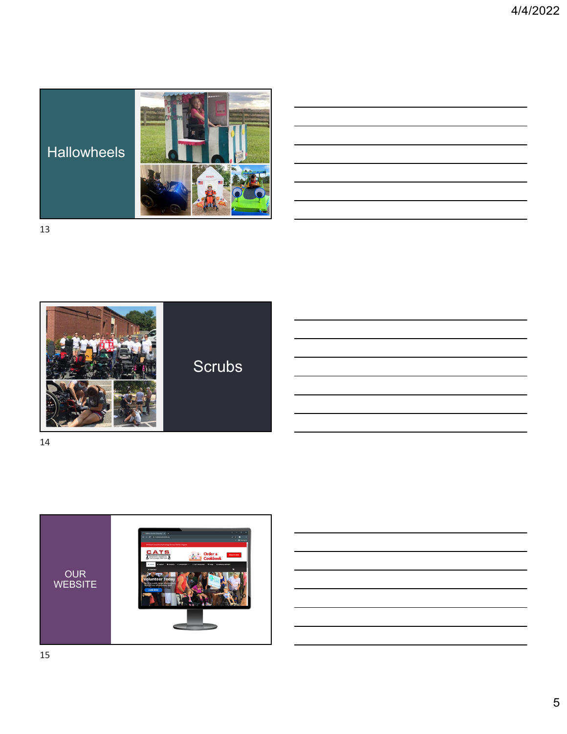## Hallowheels

## Scrubs

## OUR WEBSITE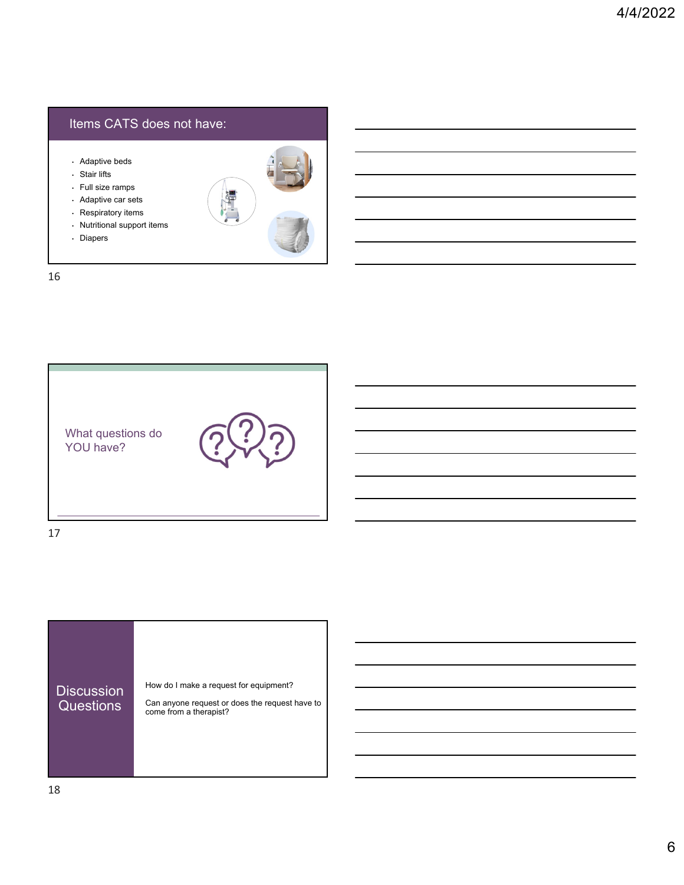## Items CATS does not have:

- Adaptive beds
- Stair lifts
- Full size ramps
- Adaptive car sets
- Respiratory items
- Nutritional support items
- Diapers

What questions do YOU have?

## Discussion Questions

How do I make a request for equipment?

Can anyone request or does the request have to come from a therapist?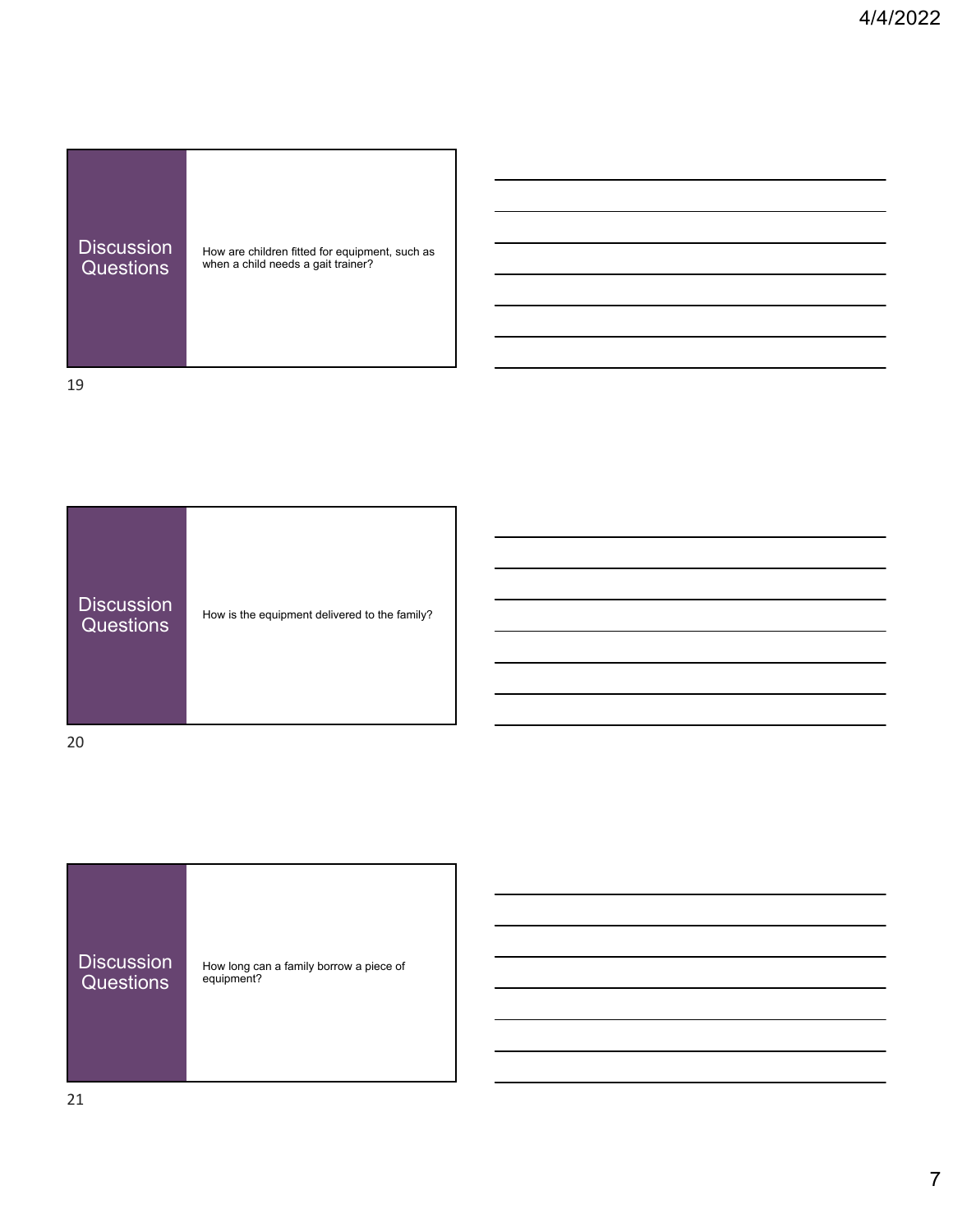## Discussion Questions

How are children fitted for equipment, such as when a child needs a gait trainer?

## Discussion Questions

How is the equipment delivered to the family?

## Discussion Questions

How long can a family borrow a piece of equipment?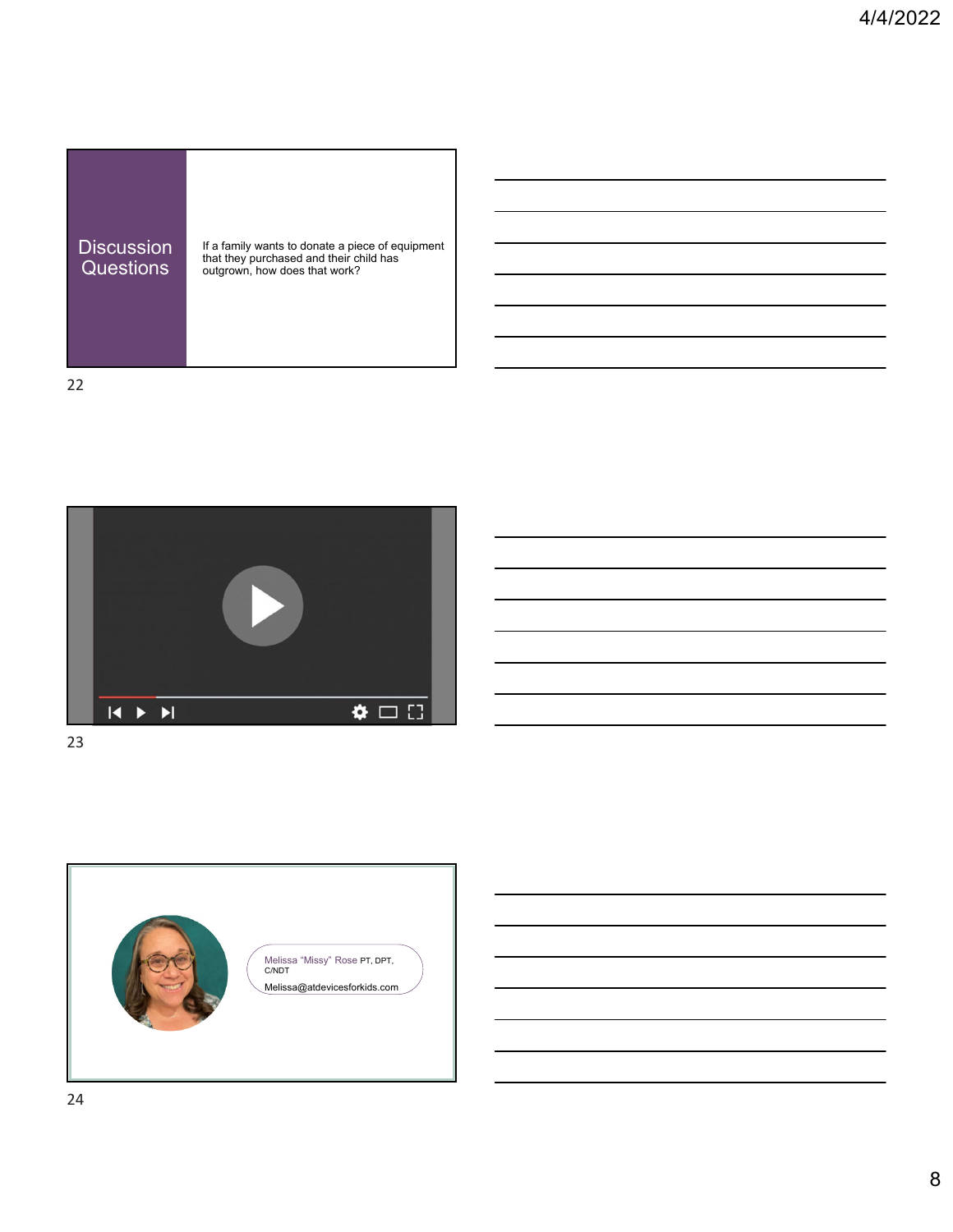## Discussion Questions

If a family wants to donate a piece of equipment that they purchased and their child has outgrown, how does that work?

Melissa "Missy" Rose PT, DPT, C/NDT

Melissa@atdevicesforkids.com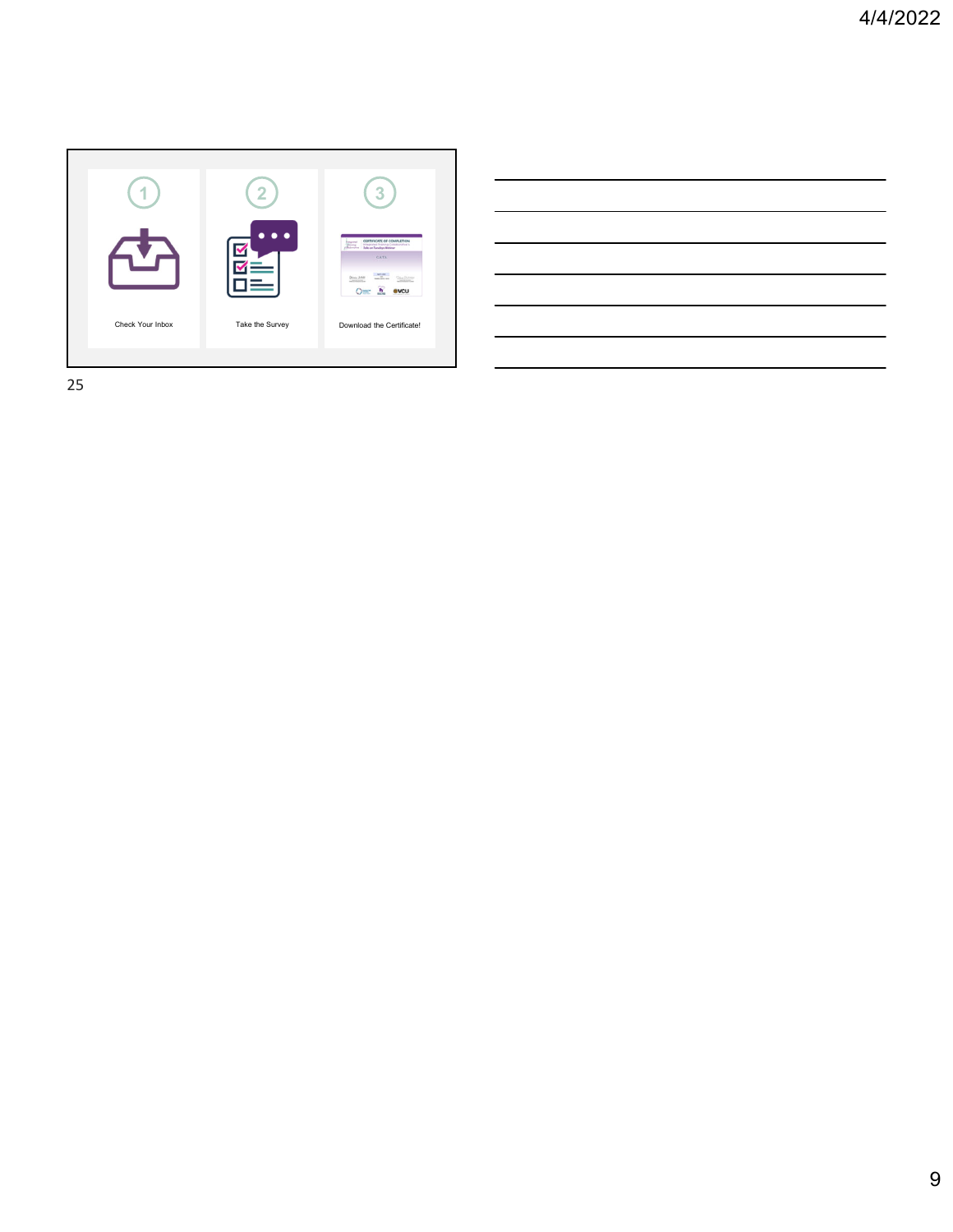1

Check Your Inbox

2

Take the Survey

3

Download the Certificate!